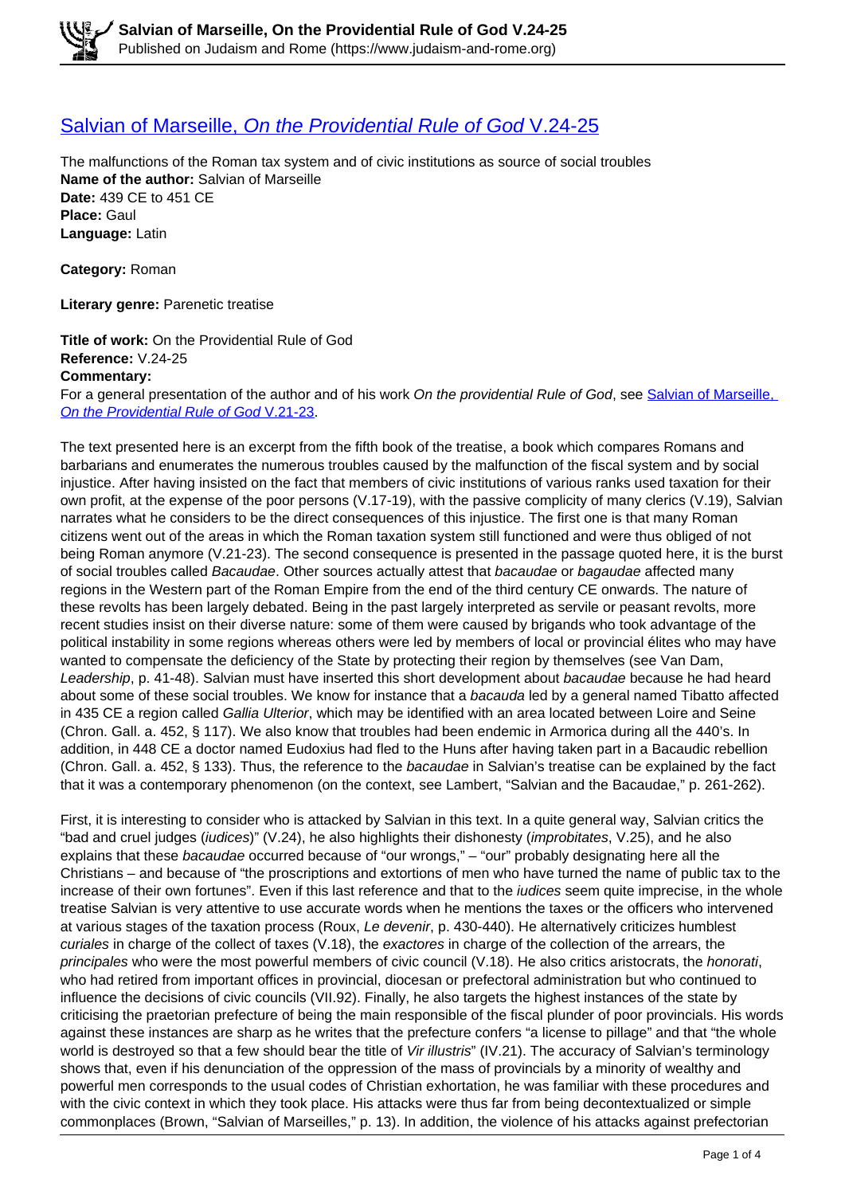# Salvian of Marseille, *On the Providential Rule of God* V.24-25

The malfunctions of the Roman tax system and of civic institutions as source of social troubles
**Name of the author:** Salvian of Marseille
**Date:** 439 CE to 451 CE
**Place:** Gaul
**Language:** Latin

**Category:** Roman

**Literary genre:** Parenetic treatise

**Title of work:** On the Providential Rule of God
**Reference:** V.24-25
**Commentary:**
For a general presentation of the author and of his work *On the providential Rule of God*, see Salvian of Marseille, *On the Providential Rule of God* V.21-23.

The text presented here is an excerpt from the fifth book of the treatise, a book which compares Romans and barbarians and enumerates the numerous troubles caused by the malfunction of the fiscal system and by social injustice. After having insisted on the fact that members of civic institutions of various ranks used taxation for their own profit, at the expense of the poor persons (V.17-19), with the passive complicity of many clerics (V.19), Salvian narrates what he considers to be the direct consequences of this injustice. The first one is that many Roman citizens went out of the areas in which the Roman taxation system still functioned and were thus obliged of not being Roman anymore (V.21-23). The second consequence is presented in the passage quoted here, it is the burst of social troubles called *Bacaudae*. Other sources actually attest that *bacaudae* or *bagaudae* affected many regions in the Western part of the Roman Empire from the end of the third century CE onwards. The nature of these revolts has been largely debated. Being in the past largely interpreted as servile or peasant revolts, more recent studies insist on their diverse nature: some of them were caused by brigands who took advantage of the political instability in some regions whereas others were led by members of local or provincial élites who may have wanted to compensate the deficiency of the State by protecting their region by themselves (see Van Dam, *Leadership*, p. 41-48). Salvian must have inserted this short development about *bacaudae* because he had heard about some of these social troubles. We know for instance that a *bacauda* led by a general named Tibatto affected in 435 CE a region called *Gallia Ulterior*, which may be identified with an area located between Loire and Seine (Chron. Gall. a. 452, § 117). We also know that troubles had been endemic in Armorica during all the 440's. In addition, in 448 CE a doctor named Eudoxius had fled to the Huns after having taken part in a Bacaudic rebellion (Chron. Gall. a. 452, § 133). Thus, the reference to the *bacaudae* in Salvian's treatise can be explained by the fact that it was a contemporary phenomenon (on the context, see Lambert, "Salvian and the Bacaudae," p. 261-262).

First, it is interesting to consider who is attacked by Salvian in this text. In a quite general way, Salvian critics the "bad and cruel judges (*iudices*)" (V.24), he also highlights their dishonesty (*improbitates*, V.25), and he also explains that these *bacaudae* occurred because of "our wrongs," – "our" probably designating here all the Christians – and because of "the proscriptions and extortions of men who have turned the name of public tax to the increase of their own fortunes". Even if this last reference and that to the *iudices* seem quite imprecise, in the whole treatise Salvian is very attentive to use accurate words when he mentions the taxes or the officers who intervened at various stages of the taxation process (Roux, *Le devenir*, p. 430-440). He alternatively criticizes humblest *curiales* in charge of the collect of taxes (V.18), the *exactores* in charge of the collection of the arrears, the *principales* who were the most powerful members of civic council (V.18). He also critics aristocrats, the *honorati*, who had retired from important offices in provincial, diocesan or prefectoral administration but who continued to influence the decisions of civic councils (VII.92). Finally, he also targets the highest instances of the state by criticising the praetorian prefecture of being the main responsible of the fiscal plunder of poor provincials. His words against these instances are sharp as he writes that the prefecture confers "a license to pillage" and that "the whole world is destroyed so that a few should bear the title of *Vir illustris*" (IV.21). The accuracy of Salvian's terminology shows that, even if his denunciation of the oppression of the mass of provincials by a minority of wealthy and powerful men corresponds to the usual codes of Christian exhortation, he was familiar with these procedures and with the civic context in which they took place. His attacks were thus far from being decontextualized or simple commonplaces (Brown, "Salvian of Marseilles," p. 13). In addition, the violence of his attacks against prefectorian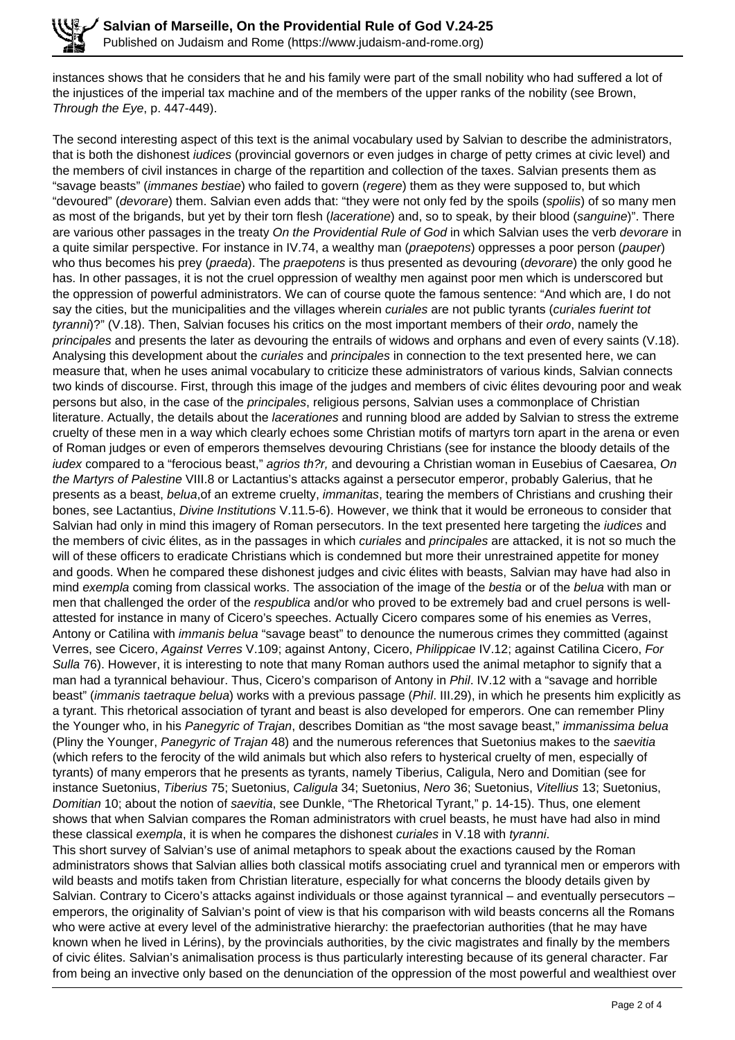instances shows that he considers that he and his family were part of the small nobility who had suffered a lot of the injustices of the imperial tax machine and of the members of the upper ranks of the nobility (see Brown, *Through the Eye*, p. 447-449).

The second interesting aspect of this text is the animal vocabulary used by Salvian to describe the administrators, that is both the dishonest *iudices* (provincial governors or even judges in charge of petty crimes at civic level) and the members of civil instances in charge of the repartition and collection of the taxes. Salvian presents them as "savage beasts" (*immanes bestiae*) who failed to govern (*regere*) them as they were supposed to, but which "devoured" (*devorare*) them. Salvian even adds that: "they were not only fed by the spoils (*spoliis*) of so many men as most of the brigands, but yet by their torn flesh (*laceratione*) and, so to speak, by their blood (*sanguine*)". There are various other passages in the treaty *On the Providential Rule of God* in which Salvian uses the verb *devorare* in a quite similar perspective. For instance in IV.74, a wealthy man (*praepotens*) oppresses a poor person (*pauper*) who thus becomes his prey (*praeda*). The *praepotens* is thus presented as devouring (*devorare*) the only good he has. In other passages, it is not the cruel oppression of wealthy men against poor men which is underscored but the oppression of powerful administrators. We can of course quote the famous sentence: "And which are, I do not say the cities, but the municipalities and the villages wherein *curiales* are not public tyrants (*curiales fuerint tot tyranni*)?" (V.18). Then, Salvian focuses his critics on the most important members of their *ordo*, namely the *principales* and presents the later as devouring the entrails of widows and orphans and even of every saints (V.18). Analysing this development about the *curiales* and *principales* in connection to the text presented here, we can measure that, when he uses animal vocabulary to criticize these administrators of various kinds, Salvian connects two kinds of discourse. First, through this image of the judges and members of civic élites devouring poor and weak persons but also, in the case of the *principales*, religious persons, Salvian uses a commonplace of Christian literature. Actually, the details about the *lacerationes* and running blood are added by Salvian to stress the extreme cruelty of these men in a way which clearly echoes some Christian motifs of martyrs torn apart in the arena or even of Roman judges or even of emperors themselves devouring Christians (see for instance the bloody details of the *iudex* compared to a "ferocious beast," *agrios th?r,* and devouring a Christian woman in Eusebius of Caesarea, *On the Martyrs of Palestine* VIII.8 or Lactantius's attacks against a persecutor emperor, probably Galerius, that he presents as a beast, *belua*,of an extreme cruelty, *immanitas*, tearing the members of Christians and crushing their bones, see Lactantius, *Divine Institutions* V.11.5-6). However, we think that it would be erroneous to consider that Salvian had only in mind this imagery of Roman persecutors. In the text presented here targeting the *iudices* and the members of civic élites, as in the passages in which *curiales* and *principales* are attacked, it is not so much the will of these officers to eradicate Christians which is condemned but more their unrestrained appetite for money and goods. When he compared these dishonest judges and civic élites with beasts, Salvian may have had also in mind *exempla* coming from classical works. The association of the image of the *bestia* or of the *belua* with man or men that challenged the order of the *respublica* and/or who proved to be extremely bad and cruel persons is well-attested for instance in many of Cicero's speeches. Actually Cicero compares some of his enemies as Verres, Antony or Catilina with *immanis belua* "savage beast" to denounce the numerous crimes they committed (against Verres, see Cicero, *Against Verres* V.109; against Antony, Cicero, *Philippicae* IV.12; against Catilina Cicero, *For Sulla* 76). However, it is interesting to note that many Roman authors used the animal metaphor to signify that a man had a tyrannical behaviour. Thus, Cicero's comparison of Antony in *Phil*. IV.12 with a "savage and horrible beast" (*immanis taetraque belua*) works with a previous passage (*Phil*. III.29), in which he presents him explicitly as a tyrant. This rhetorical association of tyrant and beast is also developed for emperors. One can remember Pliny the Younger who, in his *Panegyric of Trajan*, describes Domitian as "the most savage beast," *immanissima belua* (Pliny the Younger, *Panegyric of Trajan* 48) and the numerous references that Suetonius makes to the *saevitia* (which refers to the ferocity of the wild animals but which also refers to hysterical cruelty of men, especially of tyrants) of many emperors that he presents as tyrants, namely Tiberius, Caligula, Nero and Domitian (see for instance Suetonius, *Tiberius* 75; Suetonius, *Caligula* 34; Suetonius, *Nero* 36; Suetonius, *Vitellius* 13; Suetonius, *Domitian* 10; about the notion of *saevitia*, see Dunkle, "The Rhetorical Tyrant," p. 14-15). Thus, one element shows that when Salvian compares the Roman administrators with cruel beasts, he must have had also in mind these classical *exempla*, it is when he compares the dishonest *curiales* in V.18 with *tyranni*.

This short survey of Salvian's use of animal metaphors to speak about the exactions caused by the Roman administrators shows that Salvian allies both classical motifs associating cruel and tyrannical men or emperors with wild beasts and motifs taken from Christian literature, especially for what concerns the bloody details given by Salvian. Contrary to Cicero's attacks against individuals or those against tyrannical – and eventually persecutors – emperors, the originality of Salvian's point of view is that his comparison with wild beasts concerns all the Romans who were active at every level of the administrative hierarchy: the praefectorian authorities (that he may have known when he lived in Lérins), by the provincials authorities, by the civic magistrates and finally by the members of civic élites. Salvian's animalisation process is thus particularly interesting because of its general character. Far from being an invective only based on the denunciation of the oppression of the most powerful and wealthiest over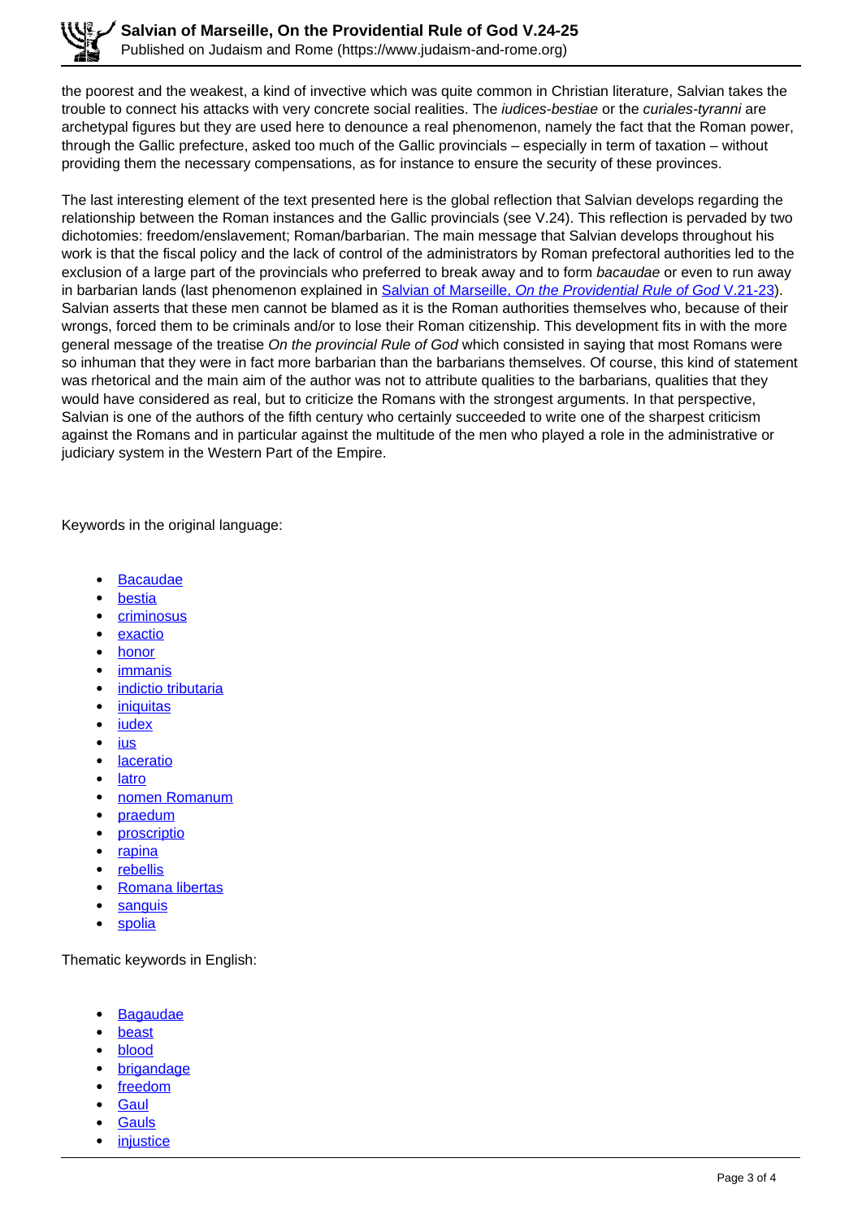the poorest and the weakest, a kind of invective which was quite common in Christian literature, Salvian takes the trouble to connect his attacks with very concrete social realities. The *iudices-bestiae* or the *curiales-tyranni* are archetypal figures but they are used here to denounce a real phenomenon, namely the fact that the Roman power, through the Gallic prefecture, asked too much of the Gallic provincials – especially in term of taxation – without providing them the necessary compensations, as for instance to ensure the security of these provinces.

The last interesting element of the text presented here is the global reflection that Salvian develops regarding the relationship between the Roman instances and the Gallic provincials (see V.24). This reflection is pervaded by two dichotomies: freedom/enslavement; Roman/barbarian. The main message that Salvian develops throughout his work is that the fiscal policy and the lack of control of the administrators by Roman prefectoral authorities led to the exclusion of a large part of the provincials who preferred to break away and to form *bacaudae* or even to run away in barbarian lands (last phenomenon explained in [Salvian of Marseille, *On the Providential Rule of God* V.21-23]). Salvian asserts that these men cannot be blamed as it is the Roman authorities themselves who, because of their wrongs, forced them to be criminals and/or to lose their Roman citizenship. This development fits in with the more general message of the treatise *On the provincial Rule of God* which consisted in saying that most Romans were so inhuman that they were in fact more barbarian than the barbarians themselves. Of course, this kind of statement was rhetorical and the main aim of the author was not to attribute qualities to the barbarians, qualities that they would have considered as real, but to criticize the Romans with the strongest arguments. In that perspective, Salvian is one of the authors of the fifth century who certainly succeeded to write one of the sharpest criticism against the Romans and in particular against the multitude of the men who played a role in the administrative or judiciary system in the Western Part of the Empire.

Keywords in the original language:

- Bacaudae
- bestia
- criminosus
- exactio
- honor
- immanis
- indictio tributaria
- iniquitas
- iudex
- ius
- laceratio
- latro
- nomen Romanum
- praedum
- proscriptio
- rapina
- rebellis
- Romana libertas
- sanguis
- spolia

Thematic keywords in English:

- Bagaudae
- beast
- blood
- brigandage
- freedom
- Gaul
- Gauls
- injustice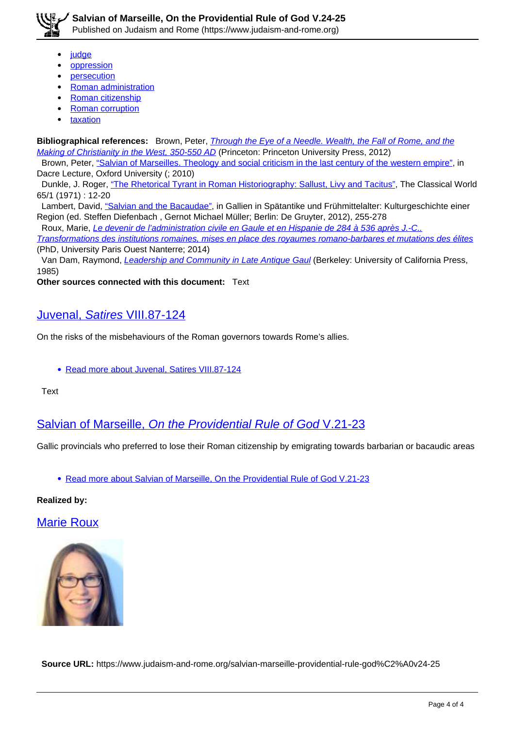- judge
- oppression
- persecution
- Roman administration
- Roman citizenship
- Roman corruption
- taxation

**Bibliographical references:** Brown, Peter, *Through the Eye of a Needle. Wealth, the Fall of Rome, and the Making of Christianity in the West, 350-550 AD* (Princeton: Princeton University Press, 2012)
Brown, Peter, "Salvian of Marseilles. Theology and social criticism in the last century of the western empire", in Dacre Lecture, Oxford University (; 2010)
Dunkle, J. Roger, "The Rhetorical Tyrant in Roman Historiography: Sallust, Livy and Tacitus", The Classical World 65/1 (1971) : 12-20
Lambert, David, "Salvian and the Bacaudae", in Gallien in Spätantike und Frühmittelalter: Kulturgeschichte einer Region (ed. Steffen Diefenbach , Gernot Michael Müller; Berlin: De Gruyter, 2012), 255-278
Roux, Marie, *Le devenir de l'administration civile en Gaule et en Hispanie de 284 à 536 après J.-C.. Transformations des institutions romaines, mises en place des royaumes romano-barbares et mutations des élites* (PhD, University Paris Ouest Nanterre; 2014)
Van Dam, Raymond, *Leadership and Community in Late Antique Gaul* (Berkeley: University of California Press, 1985)
**Other sources connected with this document:** Text

## Juvenal, *Satires* VIII.87-124

On the risks of the misbehaviours of the Roman governors towards Rome's allies.

- Read more about Juvenal, Satires VIII.87-124

Text

## Salvian of Marseille, *On the Providential Rule of God* V.21-23

Gallic provincials who preferred to lose their Roman citizenship by emigrating towards barbarian or bacaudic areas

- Read more about Salvian of Marseille, On the Providential Rule of God V.21-23

**Realized by:**

## Marie Roux

**Source URL:** https://www.judaism-and-rome.org/salvian-marseille-providential-rule-god%C2%A0v24-25